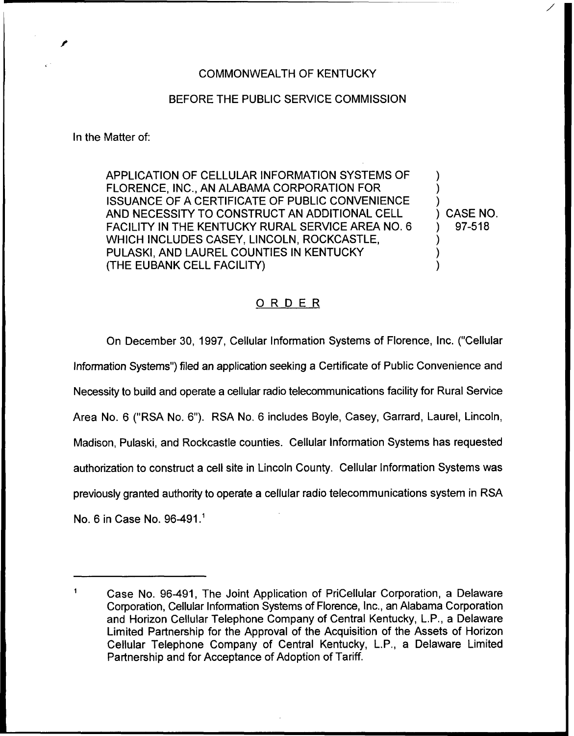COMMONWEALTH OF KENTUCKY

BEFORE THE PUBLIC SERVICE COMMISSION

In the Matter of:

APPLICATION OF CELLULAR INFORMATION SYSTEMS OF FLORENCE, INC., AN ALABAMA CORPORATION FOR ISSUANCE OF A CERTIFICATE OF PUBLIC CONVENIENCE AND NECESSITY TO CONSTRUCT AN ADDITIONAL CELL FACILITY IN THE KENTUCKY RURAL SERVICE AREA NO. 6 WHICH INCLUDES CASEY, LINCOLN, ROCKCASTLE, PULASKI, AND LAUREL COUNTIES IN KENTUCKY (THE EUBANK CELL FACILITY)

) CASE NO. 97-518

## ORDER

On December 30, 1997, Cellular Information Systems of Florence, Inc. ("Cellular Information Systems") filed an application seeking a Certificate of Public Convenience and Necessity to build and operate a cellular radio telecommunications facility for Rural Service Area No. 6 ("RSA No. 6"). RSA No. 6 includes Boyle, Casey, Garrard, Laurel, Lincoln, Madison, Pulaski, and Rockcastle counties. Cellular Information Systems has requested authorization to construct a cell site in Lincoln County. Cellular Information Systems was previously granted authority to operate a cellular radio telecommunications system in RSA No. 6 in Case No. 96-491.[1]

---

[1] Case No. 96-491, The Joint Application of PriCellular Corporation, a Delaware Corporation, Cellular Information Systems of Florence, Inc., an Alabama Corporation and Horizon Cellular Telephone Company of Central Kentucky, L.P., a Delaware Limited Partnership for the Approval of the Acquisition of the Assets of Horizon Cellular Telephone Company of Central Kentucky, L.P., a Delaware Limited Partnership and for Acceptance of Adoption of Tariff.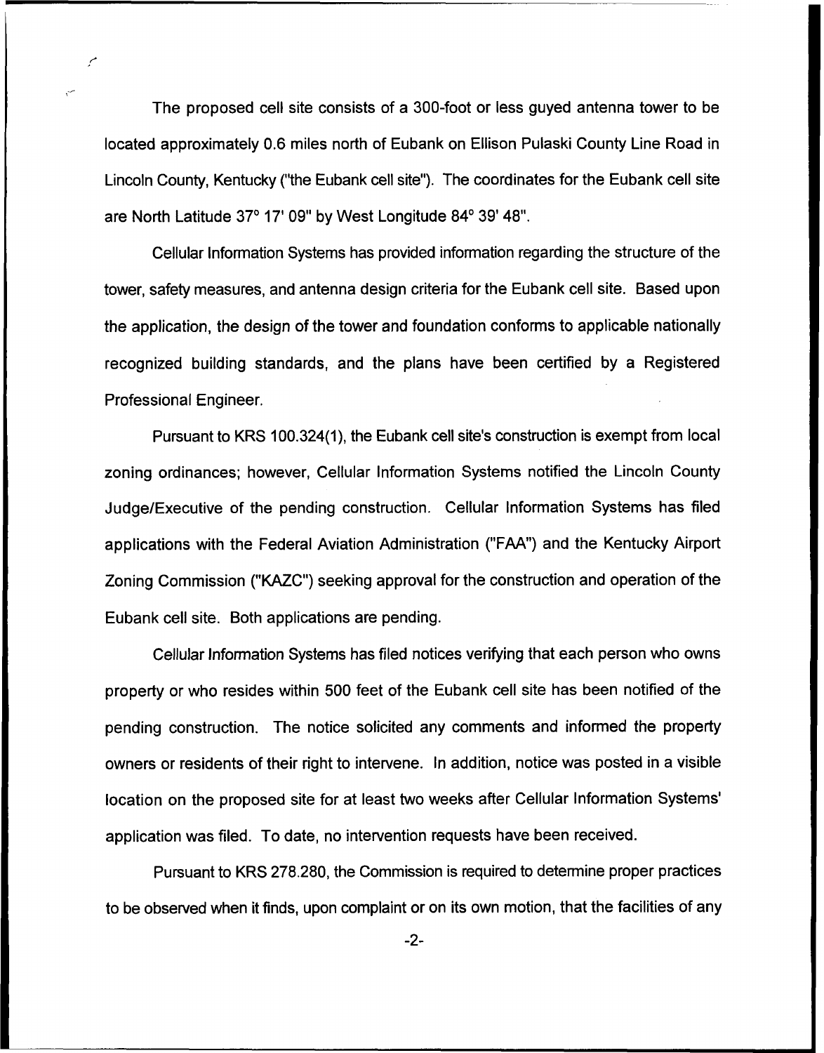The proposed cell site consists of a 300-foot or less guyed antenna tower to be located approximately 0.6 miles north of Eubank on Ellison Pulaski County Line Road in Lincoln County, Kentucky ("the Eubank cell site"). The coordinates for the Eubank cell site are North Latitude 37° 17' 09" by West Longitude 84° 39' 48".

Cellular Information Systems has provided information regarding the structure of the tower, safety measures, and antenna design criteria for the Eubank cell site. Based upon the application, the design of the tower and foundation conforms to applicable nationally recognized building standards, and the plans have been certified by a Registered Professional Engineer.

Pursuant to KRS 100.324(1), the Eubank cell site's construction is exempt from local zoning ordinances; however, Cellular Information Systems notified the Lincoln County Judge/Executive of the pending construction. Cellular Information Systems has filed applications with the Federal Aviation Administration ("FAA") and the Kentucky Airport Zoning Commission ("KAZC") seeking approval for the construction and operation of the Eubank cell site. Both applications are pending.

Cellular Information Systems has filed notices verifying that each person who owns property or who resides within 500 feet of the Eubank cell site has been notified of the pending construction. The notice solicited any comments and informed the property owners or residents of their right to intervene. In addition, notice was posted in a visible location on the proposed site for at least two weeks after Cellular Information Systems' application was filed. To date, no intervention requests have been received.

Pursuant to KRS 278.280, the Commission is required to determine proper practices to be observed when it finds, upon complaint or on its own motion, that the facilities of any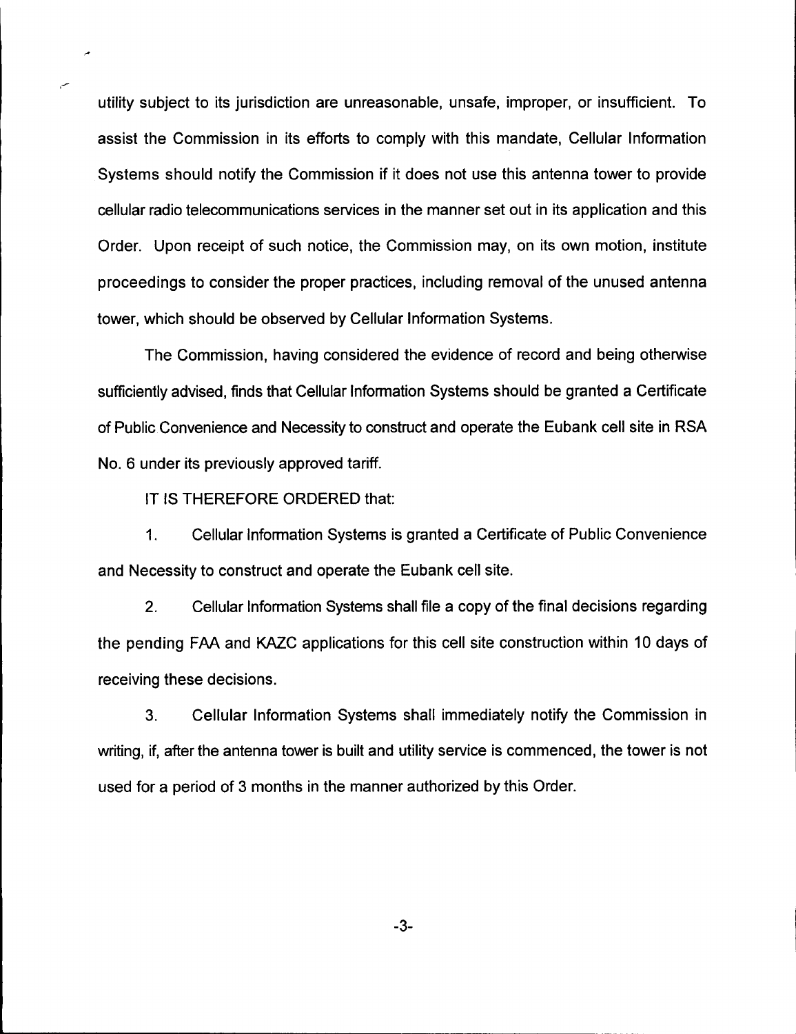utility subject to its jurisdiction are unreasonable, unsafe, improper, or insufficient. To assist the Commission in its efforts to comply with this mandate, Cellular Information Systems should notify the Commission if it does not use this antenna tower to provide cellular radio telecommunications services in the manner set out in its application and this Order. Upon receipt of such notice, the Commission may, on its own motion, institute proceedings to consider the proper practices, including removal of the unused antenna tower, which should be observed by Cellular Information Systems.

The Commission, having considered the evidence of record and being otherwise sufficiently advised, finds that Cellular Information Systems should be granted a Certificate of Public Convenience and Necessity to construct and operate the Eubank cell site in RSA No. 6 under its previously approved tariff.

IT IS THEREFORE ORDERED that:

1. Cellular Information Systems is granted a Certificate of Public Convenience and Necessity to construct and operate the Eubank cell site.

2. Cellular Information Systems shall file a copy of the final decisions regarding the pending FAA and KAZC applications for this cell site construction within 10 days of receiving these decisions.

3. Cellular Information Systems shall immediately notify the Commission in writing, if, after the antenna tower is built and utility service is commenced, the tower is not used for a period of 3 months in the manner authorized by this Order.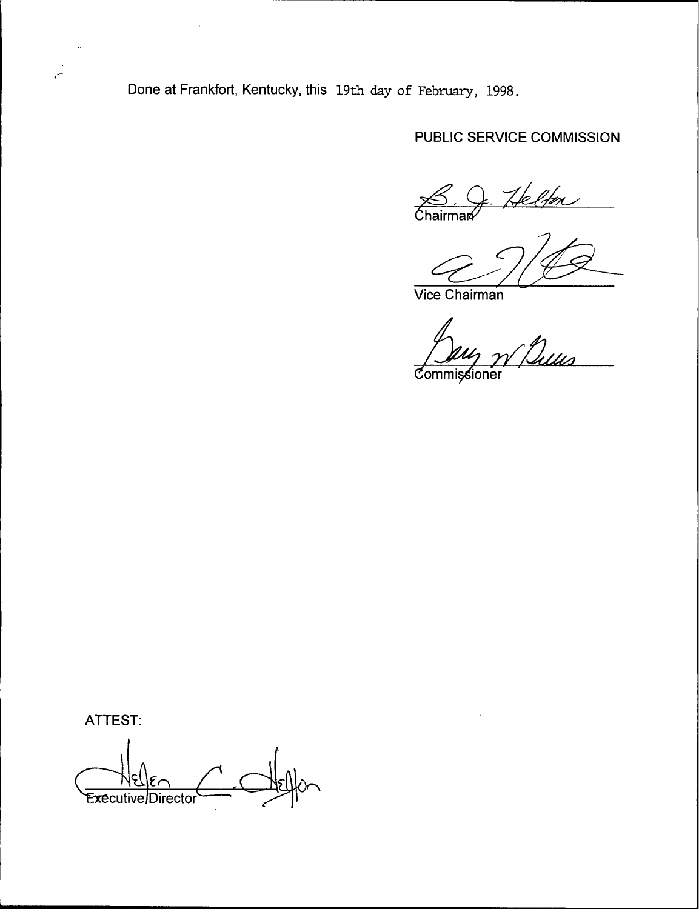Done at Frankfort, Kentucky, this 19th day of February, 1998.

PUBLIC SERVICE COMMISSION

Chairman

Vice Chairman

Commissioner

ATTEST:

Executive Director